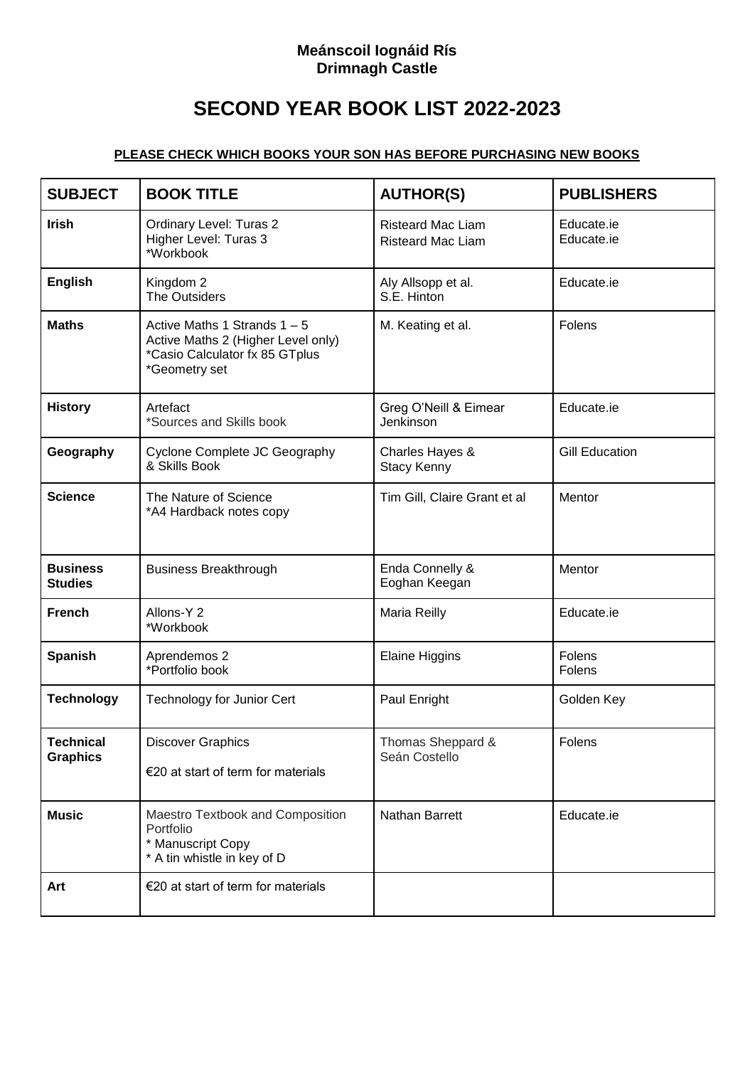**Meánscoil Iognáid Rís**
**Drimnagh Castle**

# SECOND YEAR BOOK LIST 2022-2023

**PLEASE CHECK WHICH BOOKS YOUR SON HAS BEFORE PURCHASING NEW BOOKS**

| SUBJECT | BOOK TITLE | AUTHOR(S) | PUBLISHERS |
|---|---|---|---|
| **Irish** | Ordinary Level: Turas 2<br>Higher Level: Turas 3<br>*Workbook | Risteard Mac Liam<br>Risteard Mac Liam | Educate.ie<br>Educate.ie |
| **English** | Kingdom 2<br>The Outsiders | Aly Allsopp et al.<br>S.E. Hinton | Educate.ie |
| **Maths** | Active Maths 1 Strands 1 – 5<br>Active Maths 2 (Higher Level only)<br>*Casio Calculator fx 85 GTplus<br>*Geometry set | M. Keating et al. | Folens |
| **History** | Artefact<br>*Sources and Skills book | Greg O'Neill & Eimear Jenkinson | Educate.ie |
| **Geography** | Cyclone Complete JC Geography & Skills Book | Charles Hayes & Stacy Kenny | Gill Education |
| **Science** | The Nature of Science<br>*A4 Hardback notes copy | Tim Gill, Claire Grant et al | Mentor |
| **Business Studies** | Business Breakthrough | Enda Connelly & Eoghan Keegan | Mentor |
| **French** | Allons-Y 2<br>*Workbook | Maria Reilly | Educate.ie |
| **Spanish** | Aprendemos 2<br>*Portfolio book | Elaine Higgins | Folens<br>Folens |
| **Technology** | Technology for Junior Cert | Paul Enright | Golden Key |
| **Technical Graphics** | Discover Graphics<br><br>€20 at start of term for materials | Thomas Sheppard & Seán Costello | Folens |
| **Music** | Maestro Textbook and Composition Portfolio<br>* Manuscript Copy<br>* A tin whistle in key of D | Nathan Barrett | Educate.ie |
| **Art** | €20 at start of term for materials | | |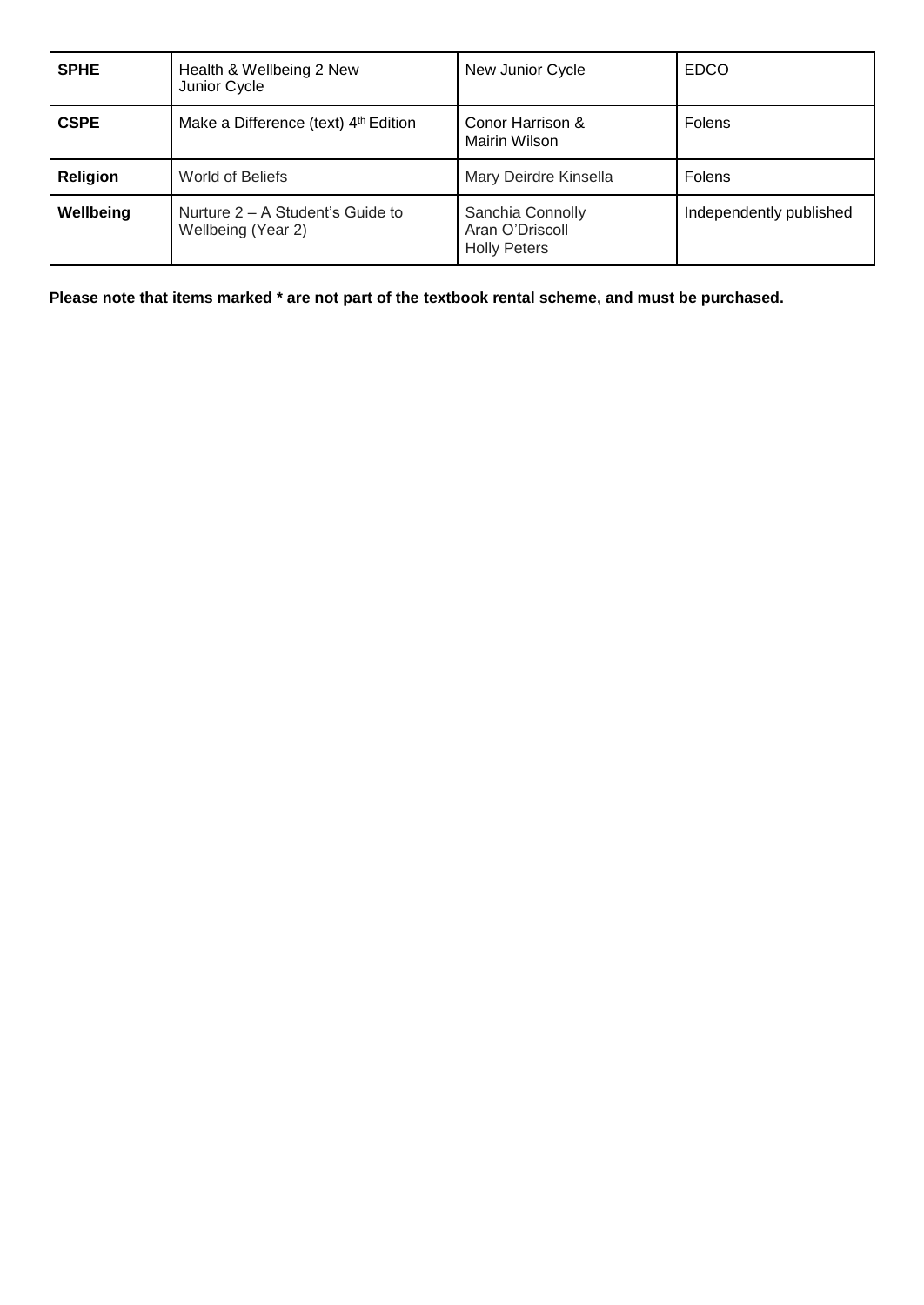| | | | |
|---|---|---|---|
| **SPHE** | Health & Wellbeing 2 New Junior Cycle | New Junior Cycle | EDCO |
| **CSPE** | Make a Difference (text) 4th Edition | Conor Harrison & Mairin Wilson | Folens |
| **Religion** | World of Beliefs | Mary Deirdre Kinsella | Folens |
| **Wellbeing** | Nurture 2 – A Student's Guide to Wellbeing (Year 2) | Sanchia Connolly<br>Aran O'Driscoll<br>Holly Peters | Independently published |

**Please note that items marked * are not part of the textbook rental scheme, and must be purchased.**